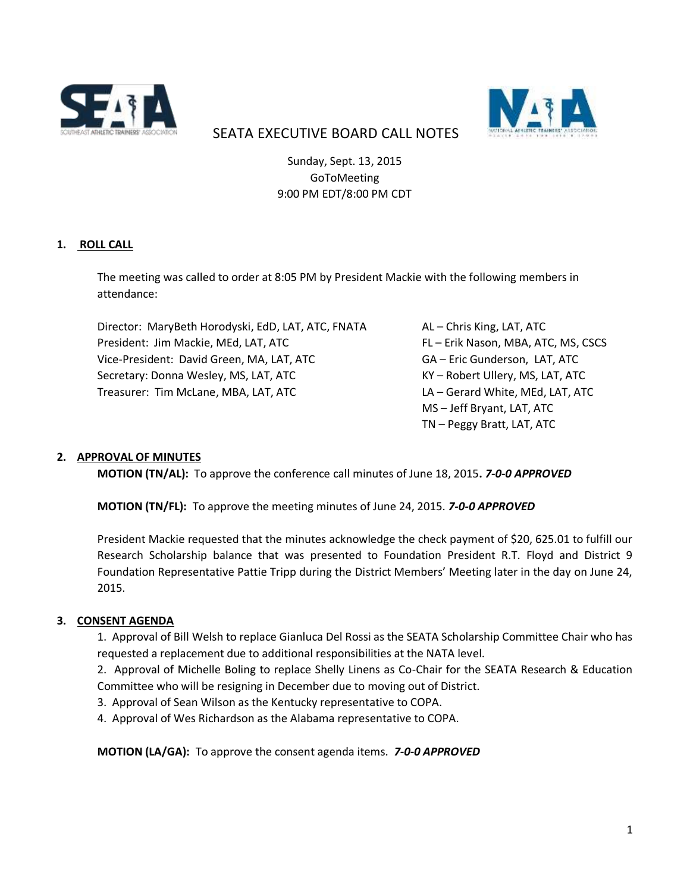# SEATA EXECUTIVE BOARD CALL NOTES

Sunday, Sept. 13, 2015
GoToMeeting
9:00 PM EDT/8:00 PM CDT

## 1. ROLL CALL

The meeting was called to order at 8:05 PM by President Mackie with the following members in attendance:

Director: MaryBeth Horodyski, EdD, LAT, ATC, FNATA
President: Jim Mackie, MEd, LAT, ATC
Vice-President: David Green, MA, LAT, ATC
Secretary: Donna Wesley, MS, LAT, ATC
Treasurer: Tim McLane, MBA, LAT, ATC

AL – Chris King, LAT, ATC
FL – Erik Nason, MBA, ATC, MS, CSCS
GA – Eric Gunderson, LAT, ATC
KY – Robert Ullery, MS, LAT, ATC
LA – Gerard White, MEd, LAT, ATC
MS – Jeff Bryant, LAT, ATC
TN – Peggy Bratt, LAT, ATC

## 2. APPROVAL OF MINUTES

**MOTION (TN/AL):** To approve the conference call minutes of June 18, 2015**.** ***7-0-0 APPROVED***

**MOTION (TN/FL):** To approve the meeting minutes of June 24, 2015. ***7-0-0 APPROVED***

President Mackie requested that the minutes acknowledge the check payment of $20, 625.01 to fulfill our Research Scholarship balance that was presented to Foundation President R.T. Floyd and District 9 Foundation Representative Pattie Tripp during the District Members' Meeting later in the day on June 24, 2015.

## 3. CONSENT AGENDA

1. Approval of Bill Welsh to replace Gianluca Del Rossi as the SEATA Scholarship Committee Chair who has requested a replacement due to additional responsibilities at the NATA level.
2. Approval of Michelle Boling to replace Shelly Linens as Co-Chair for the SEATA Research & Education Committee who will be resigning in December due to moving out of District.
3. Approval of Sean Wilson as the Kentucky representative to COPA.
4. Approval of Wes Richardson as the Alabama representative to COPA.

**MOTION (LA/GA):** To approve the consent agenda items. ***7-0-0 APPROVED***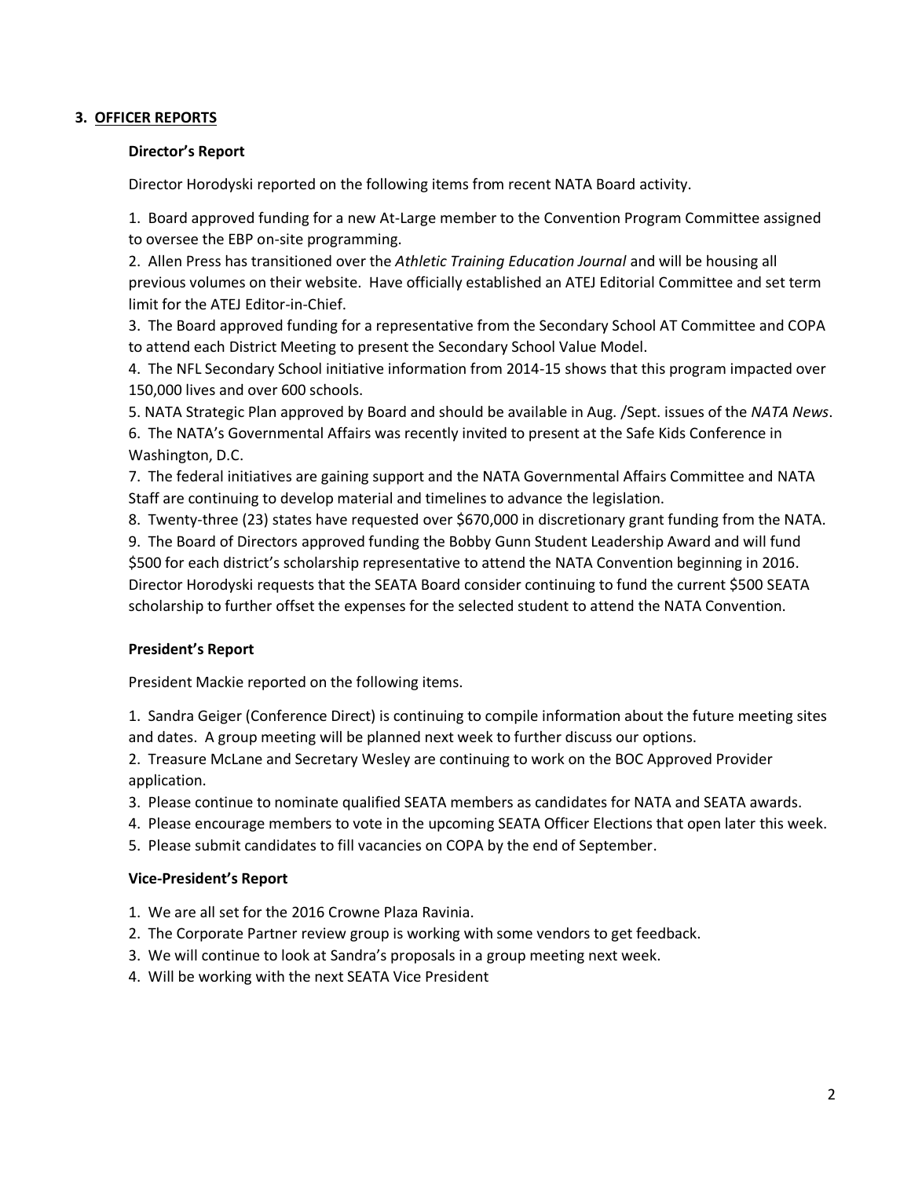## 3. OFFICER REPORTS

### Director's Report

Director Horodyski reported on the following items from recent NATA Board activity.

1. Board approved funding for a new At-Large member to the Convention Program Committee assigned to oversee the EBP on-site programming.
2. Allen Press has transitioned over the *Athletic Training Education Journal* and will be housing all previous volumes on their website. Have officially established an ATEJ Editorial Committee and set term limit for the ATEJ Editor-in-Chief.
3. The Board approved funding for a representative from the Secondary School AT Committee and COPA to attend each District Meeting to present the Secondary School Value Model.
4. The NFL Secondary School initiative information from 2014-15 shows that this program impacted over 150,000 lives and over 600 schools.
5. NATA Strategic Plan approved by Board and should be available in Aug. /Sept. issues of the *NATA News*.
6. The NATA's Governmental Affairs was recently invited to present at the Safe Kids Conference in Washington, D.C.
7. The federal initiatives are gaining support and the NATA Governmental Affairs Committee and NATA Staff are continuing to develop material and timelines to advance the legislation.
8. Twenty-three (23) states have requested over $670,000 in discretionary grant funding from the NATA.
9. The Board of Directors approved funding the Bobby Gunn Student Leadership Award and will fund $500 for each district's scholarship representative to attend the NATA Convention beginning in 2016. Director Horodyski requests that the SEATA Board consider continuing to fund the current $500 SEATA scholarship to further offset the expenses for the selected student to attend the NATA Convention.

### President's Report

President Mackie reported on the following items.

1. Sandra Geiger (Conference Direct) is continuing to compile information about the future meeting sites and dates. A group meeting will be planned next week to further discuss our options.
2. Treasure McLane and Secretary Wesley are continuing to work on the BOC Approved Provider application.
3. Please continue to nominate qualified SEATA members as candidates for NATA and SEATA awards.
4. Please encourage members to vote in the upcoming SEATA Officer Elections that open later this week.
5. Please submit candidates to fill vacancies on COPA by the end of September.

### Vice-President's Report

1. We are all set for the 2016 Crowne Plaza Ravinia.
2. The Corporate Partner review group is working with some vendors to get feedback.
3. We will continue to look at Sandra's proposals in a group meeting next week.
4. Will be working with the next SEATA Vice President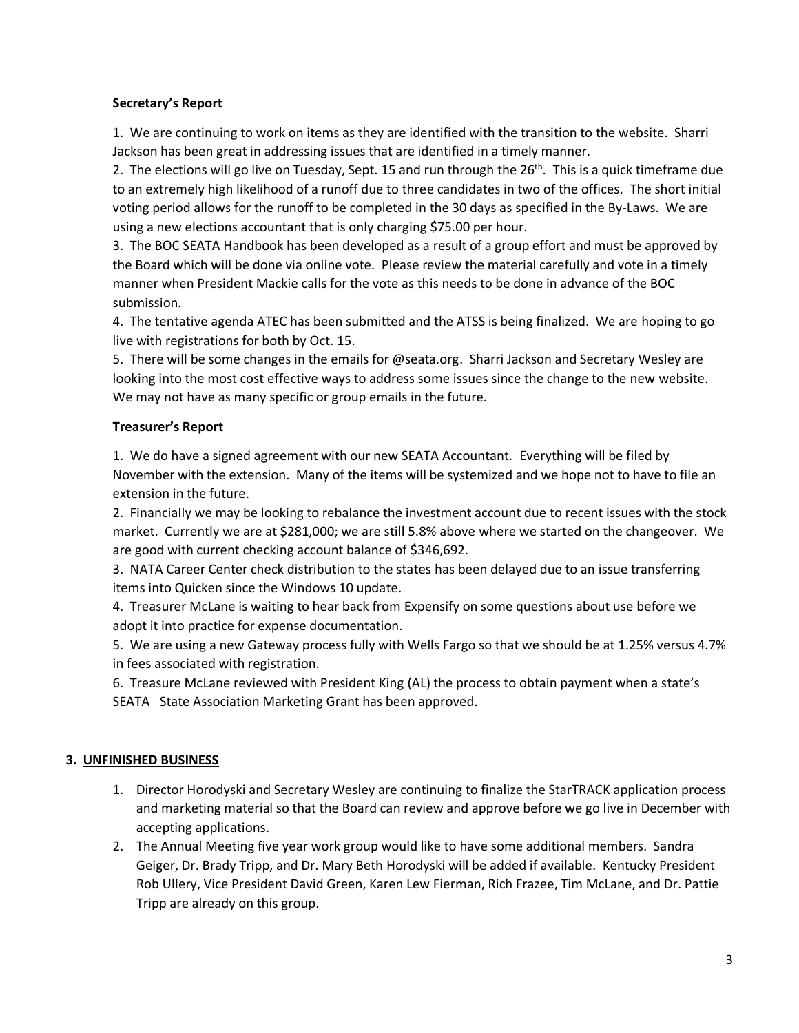**Secretary's Report**

1. We are continuing to work on items as they are identified with the transition to the website. Sharri Jackson has been great in addressing issues that are identified in a timely manner.
2. The elections will go live on Tuesday, Sept. 15 and run through the 26th. This is a quick timeframe due to an extremely high likelihood of a runoff due to three candidates in two of the offices. The short initial voting period allows for the runoff to be completed in the 30 days as specified in the By-Laws. We are using a new elections accountant that is only charging $75.00 per hour.
3. The BOC SEATA Handbook has been developed as a result of a group effort and must be approved by the Board which will be done via online vote. Please review the material carefully and vote in a timely manner when President Mackie calls for the vote as this needs to be done in advance of the BOC submission.
4. The tentative agenda ATEC has been submitted and the ATSS is being finalized. We are hoping to go live with registrations for both by Oct. 15.
5. There will be some changes in the emails for @seata.org. Sharri Jackson and Secretary Wesley are looking into the most cost effective ways to address some issues since the change to the new website. We may not have as many specific or group emails in the future.

**Treasurer's Report**

1. We do have a signed agreement with our new SEATA Accountant. Everything will be filed by November with the extension. Many of the items will be systemized and we hope not to have to file an extension in the future.
2. Financially we may be looking to rebalance the investment account due to recent issues with the stock market. Currently we are at $281,000; we are still 5.8% above where we started on the changeover. We are good with current checking account balance of $346,692.
3. NATA Career Center check distribution to the states has been delayed due to an issue transferring items into Quicken since the Windows 10 update.
4. Treasurer McLane is waiting to hear back from Expensify on some questions about use before we adopt it into practice for expense documentation.
5. We are using a new Gateway process fully with Wells Fargo so that we should be at 1.25% versus 4.7% in fees associated with registration.
6. Treasure McLane reviewed with President King (AL) the process to obtain payment when a state's SEATA State Association Marketing Grant has been approved.

**3. UNFINISHED BUSINESS**

1. Director Horodyski and Secretary Wesley are continuing to finalize the StarTRACK application process and marketing material so that the Board can review and approve before we go live in December with accepting applications.
2. The Annual Meeting five year work group would like to have some additional members. Sandra Geiger, Dr. Brady Tripp, and Dr. Mary Beth Horodyski will be added if available. Kentucky President Rob Ullery, Vice President David Green, Karen Lew Fierman, Rich Frazee, Tim McLane, and Dr. Pattie Tripp are already on this group.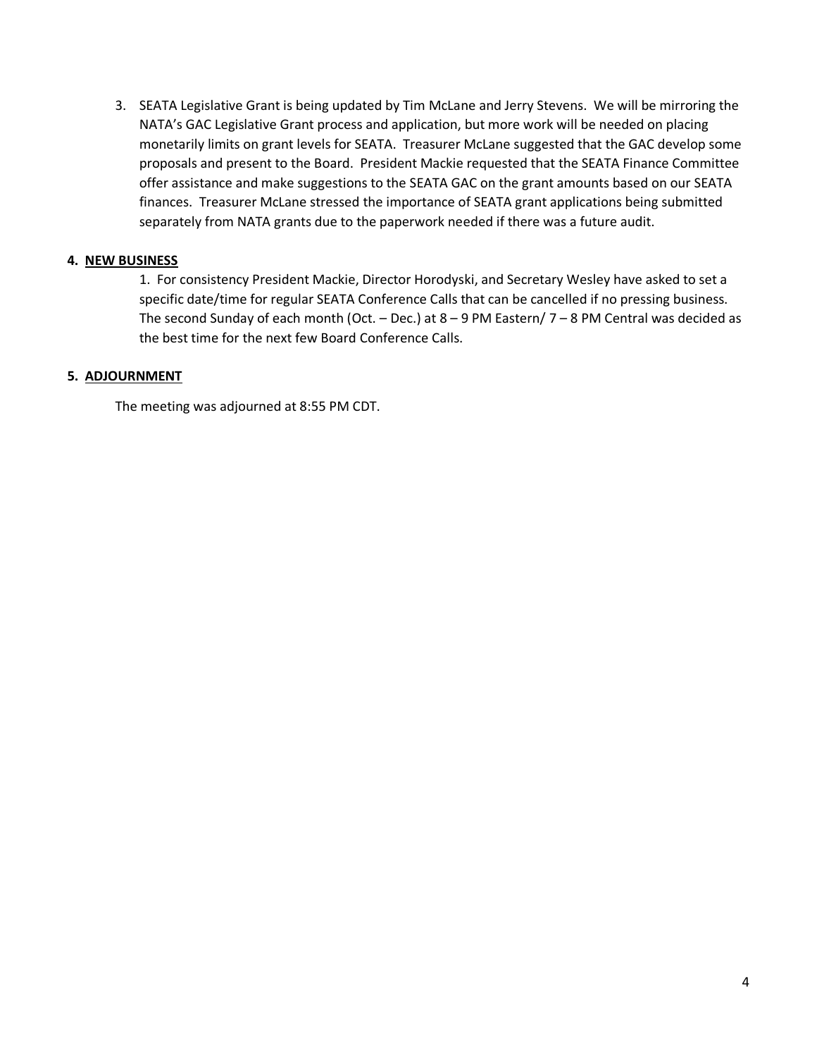3. SEATA Legislative Grant is being updated by Tim McLane and Jerry Stevens. We will be mirroring the NATA's GAC Legislative Grant process and application, but more work will be needed on placing monetarily limits on grant levels for SEATA. Treasurer McLane suggested that the GAC develop some proposals and present to the Board. President Mackie requested that the SEATA Finance Committee offer assistance and make suggestions to the SEATA GAC on the grant amounts based on our SEATA finances. Treasurer McLane stressed the importance of SEATA grant applications being submitted separately from NATA grants due to the paperwork needed if there was a future audit.

**4. NEW BUSINESS**

1. For consistency President Mackie, Director Horodyski, and Secretary Wesley have asked to set a specific date/time for regular SEATA Conference Calls that can be cancelled if no pressing business. The second Sunday of each month (Oct. – Dec.) at 8 – 9 PM Eastern/ 7 – 8 PM Central was decided as the best time for the next few Board Conference Calls.

**5. ADJOURNMENT**

The meeting was adjourned at 8:55 PM CDT.